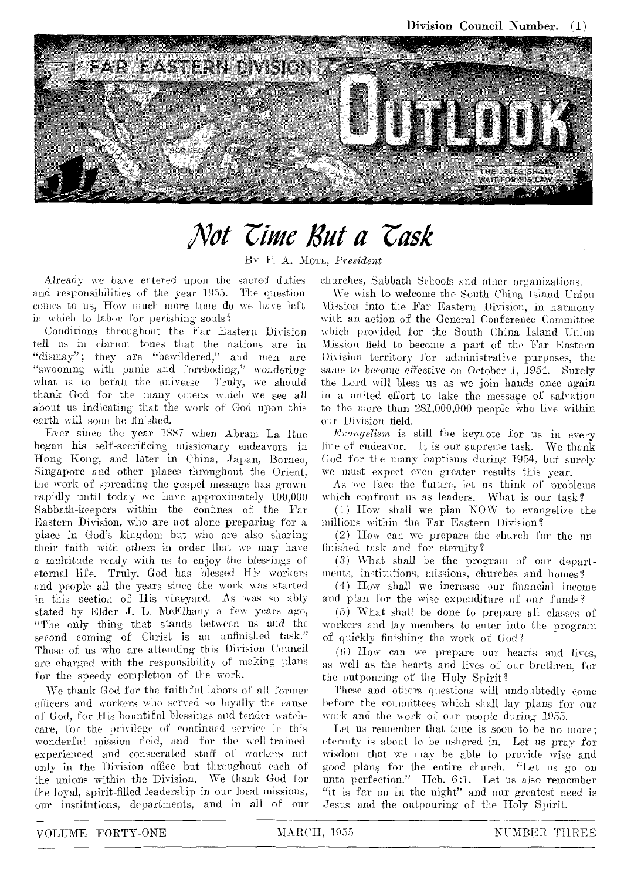Division Council Number.

# FAR EASTERN DIVISION OUTLOOK

# *Not Time But a Task*

By F. A. Mote, *President*

Already we have entered upon the sacred duties and responsibilities of the year 1955. The question comes to us, How much more time do we have left in which to labor for perishing souls?

Conditions throughout the Far Eastern Division tell us in clarion tones that the nations are in "dismay"; they are "bewildered," and men are "swooning with panic and foreboding," wondering what is to befall the universe. Truly, we should thank God for the many omens which we see all about us indicating that the work of God upon this earth will soon be finished.

Ever since the year 1887 when Abram La Rue began his self-sacrificing missionary endeavors in Hong Kong, and later in China, Japan, Borneo, Singapore and other places throughout the Orient, the work of spreading the gospel message has grown rapidly until today we have approximately 100,000 Sabbath-keepers within the confines of the Far Eastern Division, who are not alone preparing for a place in God's kingdom but who are also sharing their faith with others in order that we may have a multitude ready with us to enjoy the blessings of eternal life. Truly, God has blessed His workers and people all the years since the work was started in this section of His vineyard. As was so ably stated by Elder J. L. McElhany a few years ago, "The only thing that stands between us and the second coming of Christ is an unfinished task." Those of us who are attending this Division Council are charged with the responsibility of making plans for the speedy completion of the work.

We thank God for the faithful labors of all former officers and workers who served so loyally the cause of God, for His bountiful blessings and tender watchcare, for the privilege of continued service in this wonderful mission field, and for the well-trained experienced and consecrated staff of workers not only in the Division office but throughout each of the unions within the Division. We thank God for the loyal, spirit-filled leadership in our local missions, our institutions, departments, and in all of our churches, Sabbath Schools and other organizations.

We wish to welcome the South China Island Union Mission into the Far Eastern Division, in harmony with an action of the General Conference Committee which provided for the South China Island Union Mission field to become a part of the Far Eastern Division territory for administrative purposes, the same to become effective on October 1, 1954. Surely the Lord will bless us as we join hands once again in a united effort to take the message of salvation to the more than 281,000,000 people who live within our Division field.

*Evangelism* is still the keynote for us in every line of endeavor. It is our supreme task. We thank God for the many baptisms during 1954, but surely we must expect even greater results this year.

As we face the future, let us think of problems which confront us as leaders. What is our task?

(1) How shall we plan NOW to evangelize the millions within the Far Eastern Division?

(2) How can we prepare the church for the unfinished task and for eternity?

(3) What shall be the program of our departments, institutions, missions, churches and homes?

(4) How shall we increase our financial income and plan for the wise expenditure of our funds?

(5) What shall be done to prepare all classes of workers and lay members to enter into the program of quickly finishing the work of God?

(6) How can we prepare our hearts and lives, as well as the hearts and lives of our brethren, for the outpouring of the Holy Spirit?

These and others questions will undoubtedly come before the committees which shall lay plans for our work and the work of our people during 1955.

Let us remember that time is soon to be no more; eternity is about to be ushered in. Let us pray for wisdom that we may be able to provide wise and good plans for the entire church. "Let us go on unto perfection." Heb. 6:1. Let us also remember "it is far on in the night" and our greatest need is Jesus and the outpouring of the Holy Spirit.

VOLUME FORTY-ONE — MARCH, 1955 — NUMBER THREE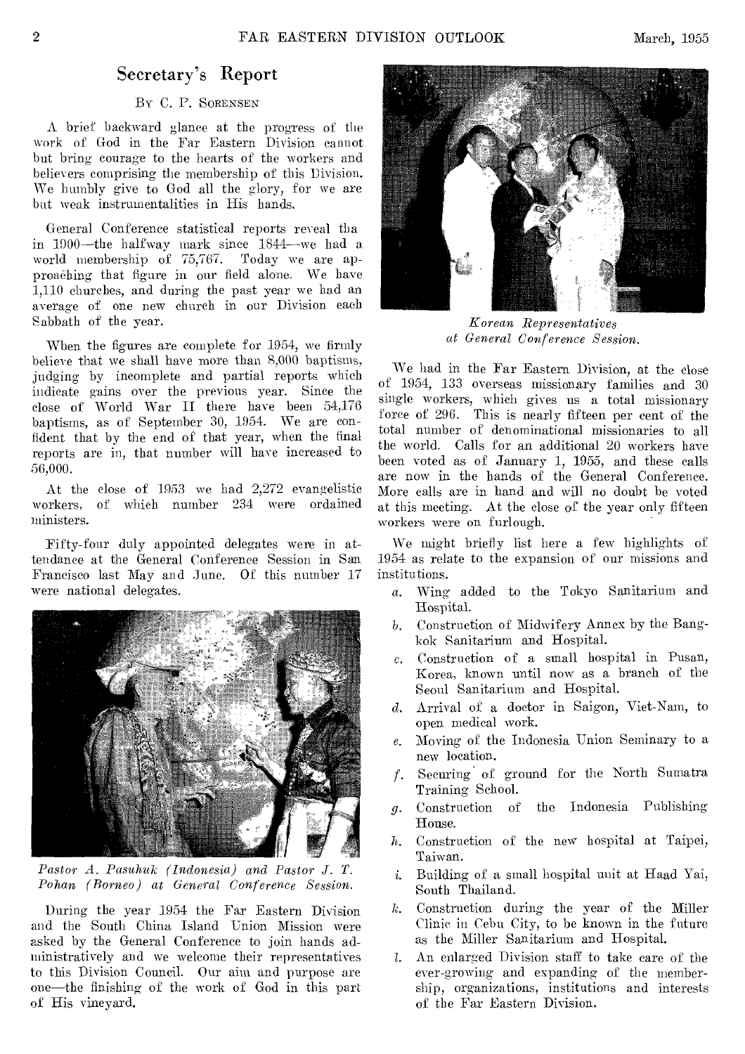## Secretary's Report

By C. P. Sorensen

A brief backward glance at the progress of the work of God in the Far Eastern Division cannot but bring courage to the hearts of the workers and believers comprising the membership of this Division. We humbly give to God all the glory, for we are but weak instrumentalities in His hands.

General Conference statistical reports reveal tha in 1900—the halfway mark since 1844—we had a world membership of 75,767. Today we are approaching that figure in our field alone. We have 1,110 churches, and during the past year we had an average of one new church in our Division each Sabbath of the year.

When the figures are complete for 1954, we firmly believe that we shall have more than 8,000 baptisms, judging by incomplete and partial reports which indicate gains over the previous year. Since the close of World War II there have been 54,176 baptisms, as of September 30, 1954. We are confident that by the end of that year, when the final reports are in, that number will have increased to 56,000.

At the close of 1953 we had 2,272 evangelistic workers, of which number 234 were ordained ministers.

Fifty-four duly appointed delegates were in attendance at the General Conference Session in San Francisco last May and June. Of this number 17 were national delegates.

*Pastor A. Pasuhuk (Indonesia) and Pastor J. T. Pohan (Borneo) at General Conference Session.*

During the year 1954 the Far Eastern Division and the South China Island Union Mission were asked by the General Conference to join hands administratively and we welcome their representatives to this Division Council. Our aim and purpose are one—the finishing of the work of God in this part of His vineyard.

*Korean Representatives at General Conference Session.*

We had in the Far Eastern Division, at the close of 1954, 133 overseas missionary families and 30 single workers, which gives us a total missionary force of 296. This is nearly fifteen per cent of the total number of denominational missionaries to all the world. Calls for an additional 20 workers have been voted as of January 1, 1955, and these calls are now in the hands of the General Conference. More calls are in hand and will no doubt be voted at this meeting. At the close of the year only fifteen workers were on furlough.

We might briefly list here a few highlights of 1954 as relate to the expansion of our missions and institutions.

*a.* Wing added to the Tokyo Sanitarium and Hospital.

*b.* Construction of Midwifery Annex by the Bangkok Sanitarium and Hospital.

*c.* Construction of a small hospital in Pusan, Korea, known until now as a branch of the Seoul Sanitarium and Hospital.

*d.* Arrival of a doctor in Saigon, Viet-Nam, to open medical work.

*e.* Moving of the Indonesia Union Seminary to a new location.

*f.* Securing of ground for the North Sumatra Training School.

*g.* Construction of the Indonesia Publishing House.

*h.* Construction of the new hospital at Taipei, Taiwan.

*i.* Building of a small hospital unit at Haad Yai, South Thailand.

*k.* Construction during the year of the Miller Clinic in Cebu City, to be known in the future as the Miller Sanitarium and Hospital.

*l.* An enlarged Division staff to take care of the ever-growing and expanding of the membership, organizations, institutions and interests of the Far Eastern Division.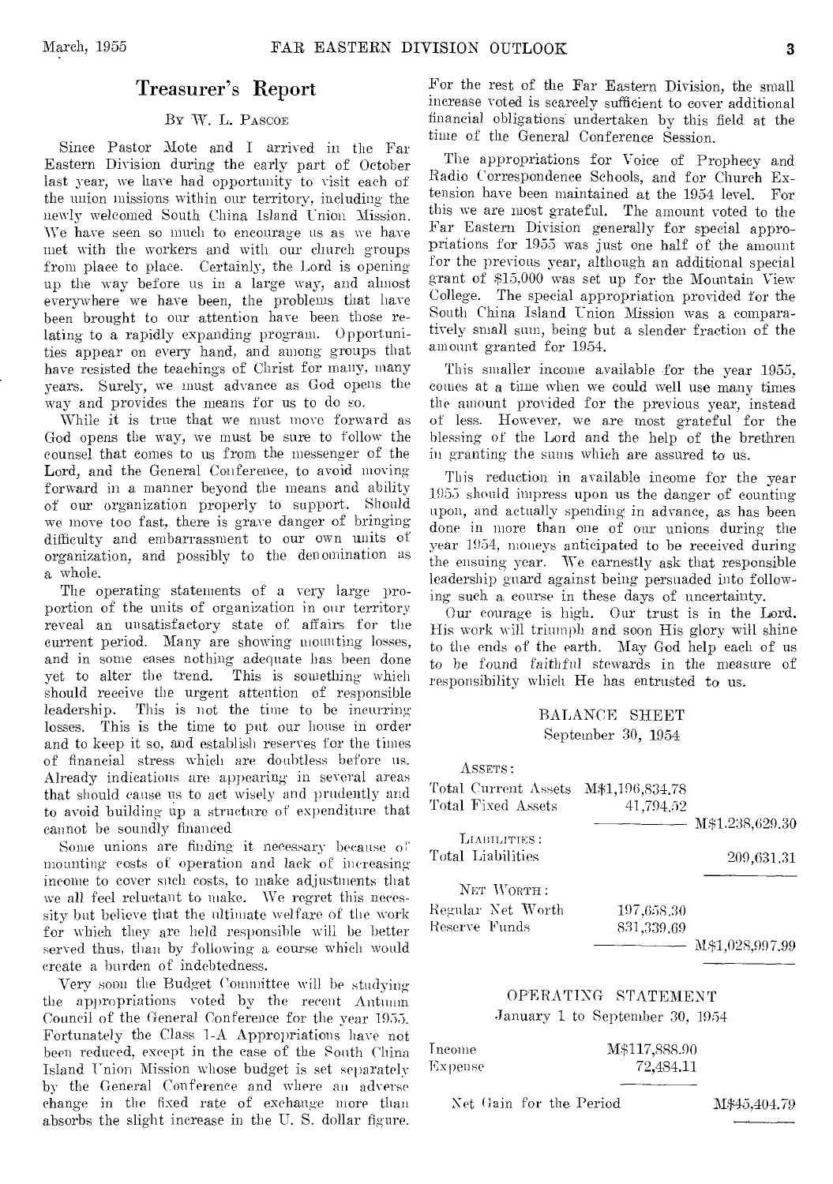## Treasurer's Report

By W. L. Pascoe

Since Pastor Mote and I arrived in the Far Eastern Division during the early part of October last year, we have had opportunity to visit each of the union missions within our territory, including the newly welcomed South China Island Union Mission. We have seen so much to encourage us as we have met with the workers and with our church groups from place to place. Certainly, the Lord is opening up the way before us in a large way, and almost everywhere we have been, the problems that have been brought to our attention have been those relating to a rapidly expanding program. Opportunities appear on every hand, and among groups that have resisted the teachings of Christ for many, many years. Surely, we must advance as God opens the way and provides the means for us to do so.

While it is true that we must move forward as God opens the way, we must be sure to follow the counsel that comes to us from the messenger of the Lord, and the General Conference, to avoid moving forward in a manner beyond the means and ability of our organization properly to support. Should we move too fast, there is grave danger of bringing difficulty and embarrassment to our own units of organization, and possibly to the denomination as a whole.

The operating statements of a very large proportion of the units of organization in our territory reveal an unsatisfactory state of affairs for the current period. Many are showing mounting losses, and in some cases nothing adequate has been done yet to alter the trend. This is something which should receive the urgent attention of responsible leadership. This is not the time to be incurring losses. This is the time to put our house in order and to keep it so, and establish reserves for the times of financial stress which are doubtless before us. Already indications are appearing in several areas that should cause us to act wisely and prudently and to avoid building up a structure of expenditure that cannot be soundly financed

Some unions are finding it necessary because of mounting costs of operation and lack of increasing income to cover such costs, to make adjustments that we all feel reluctant to make. We regret this necessity but believe that the ultimate welfare of the work for which they are held responsible will be better served thus, than by following a course which would create a burden of indebtedness.

Very soon the Budget Committee will be studying the appropriations voted by the recent Autumn Council of the General Conference for the year 1955. Fortunately the Class 1-A Appropriations have not been reduced, except in the case of the South China Island Union Mission whose budget is set separately by the General Conference and where an adverse change in the fixed rate of exchange more than absorbs the slight increase in the U. S. dollar figure. For the rest of the Far Eastern Division, the small increase voted is scarcely sufficient to cover additional financial obligations undertaken by this field at the time of the General Conference Session.

The appropriations for Voice of Prophecy and Radio Correspondence Schools, and for Church Extension have been maintained at the 1954 level. For this we are most grateful. The amount voted to the Far Eastern Division generally for special appropriations for 1955 was just one half of the amount for the previous year, although an additional special grant of $15,000 was set up for the Mountain View College. The special appropriation provided for the South China Island Union Mission was a comparatively small sum, being but a slender fraction of the amount granted for 1954.

This smaller income available for the year 1955, comes at a time when we could well use many times the amount provided for the previous year, instead of less. However, we are most grateful for the blessing of the Lord and the help of the brethren in granting the sums which are assured to us.

This reduction in available income for the year 1955 should impress upon us the danger of counting upon, and actually spending in advance, as has been done in more than one of our unions during the year 1954, moneys anticipated to be received during the ensuing year. We earnestly ask that responsible leadership guard against being persuaded into following such a course in these days of uncertainty.

Our courage is high. Our trust is in the Lord. His work will triumph and soon His glory will shine to the ends of the earth. May God help each of us to be found faithful stewards in the measure of responsibility which He has entrusted to us.

### BALANCE SHEET

September 30, 1954

| | | |
|---|---|---|
| **Assets:** | | |
| Total Current Assets | M$1,196,834.78 | |
| Total Fixed Assets | 41,794.52 | |
| | | M$1.238,629.30 |
| **Liabilities:** | | |
| Total Liabilities | | 209,631.31 |
| **Net Worth:** | | |
| Regular Net Worth | 197,658.30 | |
| Reserve Funds | 831,339.69 | |
| | | M$1,028,997.99 |

### OPERATING STATEMENT

January 1 to September 30, 1954

| | | |
|---|---|---|
| Income | M$117,888.90 | |
| Expense | 72,484.11 | |
| Net Gain for the Period | | M$45,404.79 |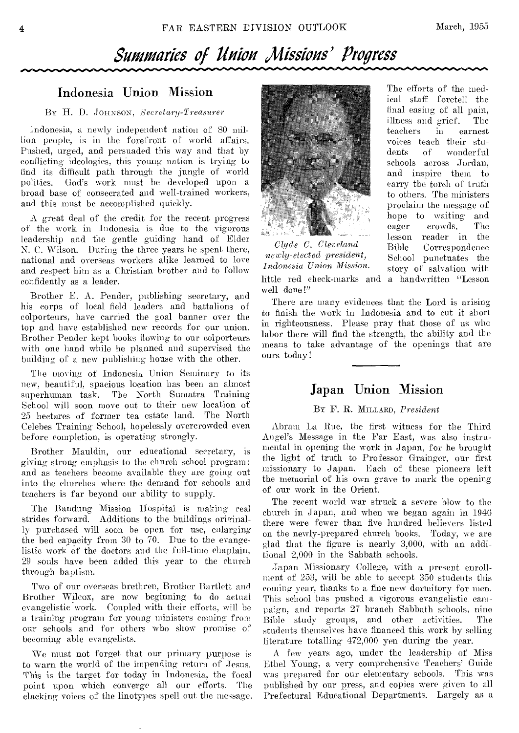# *Summaries of Union Missions' Progress*

## Indonesia Union Mission

By H. D. Johnson, *Secretary-Treasurer*

Indonesia, a newly independent nation of 80 million people, is in the forefront of world affairs. Pushed, urged, and persuaded this way and that by conflicting ideologies, this young nation is trying to find its difficult path through the jungle of world politics. God's work must be developed upon a broad base of consecrated and well-trained workers, and this must be accomplished quickly.

A great deal of the credit for the recent progress of the work in Indonesia is due to the vigorous leadership and the gentle guiding hand of Elder N. C. Wilson. During the three years he spent there, national and overseas workers alike learned to love and respect him as a Christian brother and to follow confidently as a leader.

Brother E. A. Pender, publishing secretary, and his corps of local field leaders and battalions of colporteurs, have carried the goal banner over the top and have established new records for our union. Brother Pender kept books flowing to our colporteurs with one hand while he planned and supervised the building of a new publishing house with the other.

The moving of Indonesia Union Seminary to its new, beautiful, spacious location has been an almost superhuman task. The North Sumatra Training School will soon move out to their new location of 25 hectares of former tea estate land. The North Celebes Training School, hopelessly overcrowded even before completion, is operating strongly.

Brother Mauldin, our educational secretary, is giving strong emphasis to the church school program; and as teachers become available they are going out into the churches where the demand for schools and teachers is far beyond our ability to supply.

The Bandung Mission Hospital is making real strides forward. Additions to the buildings originally purchased will soon be open for use, enlarging the bed capacity from 30 to 70. Due to the evangelistic work of the doctors and the full-time chaplain, 29 souls have been added this year to the church through baptism.

Two of our overseas brethren, Brother Bartlett and Brother Wilcox, are now beginning to do actual evangelistic work. Coupled with their efforts, will be a training program for young ministers coming from our schools and for others who show promise of becoming able evangelists.

We must not forget that our primary purpose is to warn the world of the impending return of Jesus. This is the target for today in Indonesia, the focal point upon which converge all our efforts. The clacking voices of the linotypes spell out the message.

*Clyde C. Cleveland newly-elected president, Indonesia Union Mission.*

The efforts of the medical staff foretell the final easing of all pain, illness and grief. The teachers in earnest voices teach their students of wonderful schools across Jordan, and inspire them to carry the torch of truth to others. The ministers proclaim the message of hope to waiting and eager crowds. The lesson reader in the Bible Correspondence School punctuates the story of salvation with little red check-marks and a handwritten "Lesson well done!"

There are many evidences that the Lord is arising to finish the work in Indonesia and to cut it short in righteousness. Please pray that those of us who labor there will find the strength, the ability and the means to take advantage of the openings that are ours today!

## Japan Union Mission

By F. R. Millard, *President*

Abram La Rue, the first witness for the Third Angel's Message in the Far East, was also instrumental in opening the work in Japan, for he brought the light of truth to Professor Grainger, our first missionary to Japan. Each of these pioneers left the memorial of his own grave to mark the opening of our work in the Orient.

The recent world war struck a severe blow to the church in Japan, and when we began again in 1946 there were fewer than five hundred believers listed on the newly-prepared church books. Today, we are glad that the figure is nearly 3,000, with an additional 2,000 in the Sabbath schools.

Japan Missionary College, with a present enrollment of 253, will be able to accept 350 students this coming year, thanks to a fine new dormitory for men. This school has pushed a vigorous evangelistic campaign, and reports 27 branch Sabbath schools, nine Bible study groups, and other activities. The students themselves have financed this work by selling literature totalling 472,000 yen during the year.

A few years ago, under the leadership of Miss Ethel Young, a very comprehensive Teachers' Guide was prepared for our elementary schools. This was published by our press, and copies were given to all Prefectural Educational Departments. Largely as a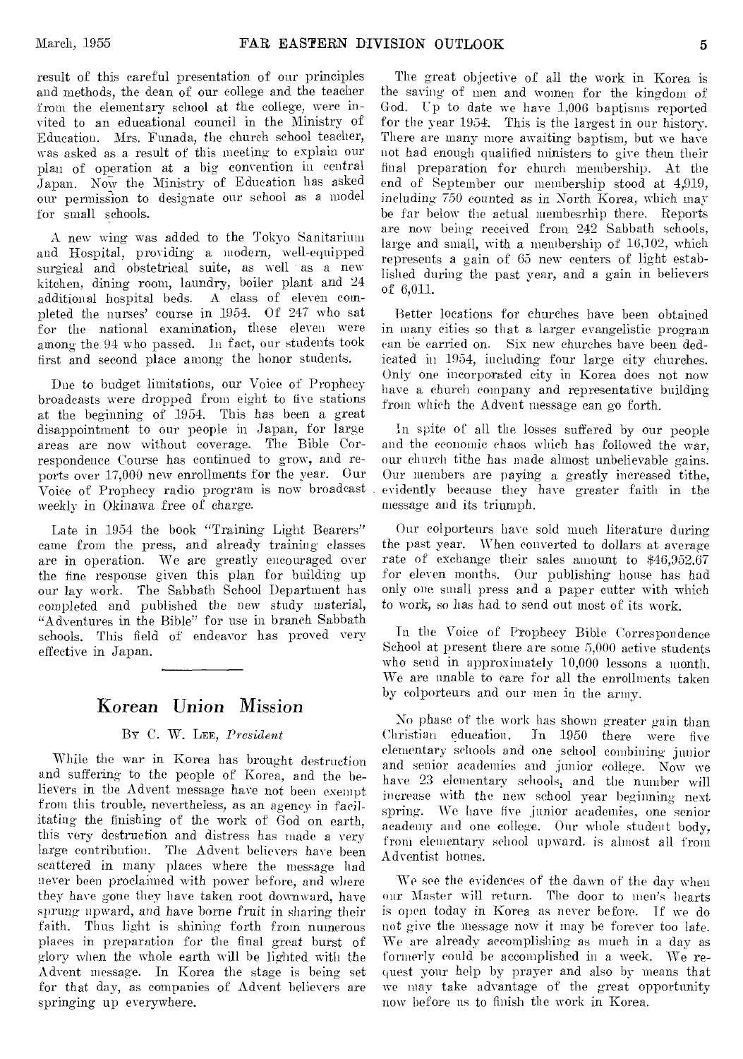result of this careful presentation of our principles and methods, the dean of our college and the teacher from the elementary school at the college, were invited to an educational council in the Ministry of Education. Mrs. Funada, the church school teacher, was asked as a result of this meeting to explain our plan of operation at a big convention in central Japan. Now the Ministry of Education has asked our permission to designate our school as a model for small schools.

A new wing was added to the Tokyo Sanitarium and Hospital, providing a modern, well-equipped surgical and obstetrical suite, as well as a new kitchen, dining room, laundry, boiler plant and 24 additional hospital beds. A class of eleven completed the nurses' course in 1954. Of 247 who sat for the national examination, these eleven were among the 94 who passed. In fact, our students took first and second place among the honor students.

Due to budget limitations, our Voice of Prophecy broadcasts were dropped from eight to five stations at the beginning of 1954. This has been a great disappointment to our people in Japan, for large areas are now without coverage. The Bible Correspondence Course has continued to grow, and reports over 17,000 new enrollments for the year. Our Voice of Prophecy radio program is now broadcast weekly in Okinawa free of charge.

Late in 1954 the book "Training Light Bearers" came from the press, and already training classes are in operation. We are greatly encouraged over the fine response given this plan for building up our lay work. The Sabbath School Department has completed and published the new study material, "Adventures in the Bible" for use in branch Sabbath schools. This field of endeavor has proved very effective in Japan.

## Korean Union Mission

By C. W. Lee, *President*

While the war in Korea has brought destruction and suffering to the people of Korea, and the believers in the Advent message have not been exempt from this trouble, nevertheless, as an agency in facilitating the finishing of the work of God on earth, this very destruction and distress has made a very large contribution. The Advent believers have been scattered in many places where the message had never been proclaimed with power before, and where they have gone they have taken root downward, have sprung upward, and have borne fruit in sharing their faith. Thus light is shining forth from numerous places in preparation for the final great burst of glory when the whole earth will be lighted with the Advent message. In Korea the stage is being set for that day, as companies of Advent believers are springing up everywhere.

The great objective of all the work in Korea is the saving of men and women for the kingdom of God. Up to date we have 1,006 baptisms reported for the year 1954. This is the largest in our history. There are many more awaiting baptism, but we have not had enough qualified ministers to give them their final preparation for church membership. At the end of September our membership stood at 4,919, including 750 counted as in North Korea, which may be far below the actual membesrhip there. Reports are now being received from 242 Sabbath schools, large and small, with a membership of 16,102, which represents a gain of 65 new centers of light established during the past year, and a gain in believers of 6,011.

Better locations for churches have been obtained in many cities so that a larger evangelistic program can be carried on. Six new churches have been dedicated in 1954, including four large city churches. Only one incorporated city in Korea does not now have a church company and representative building from which the Advent message can go forth.

In spite of all the losses suffered by our people and the economic chaos which has followed the war, our church tithe has made almost unbelievable gains. Our members are paying a greatly increased tithe, evidently because they have greater faith in the message and its triumph.

Our colporteurs have sold much literature during the past year. When converted to dollars at average rate of exchange their sales amount to $46,952.67 for eleven months. Our publishing house has had only one small press and a paper cutter with which to work, so has had to send out most of its work.

In the Voice of Prophecy Bible Correspondence School at present there are some 5,000 active students who send in approximately 10,000 lessons a month. We are unable to care for all the enrollments taken by colporteurs and our men in the army.

No phase of the work has shown greater gain than Christian education. In 1950 there were five elementary schools and one school combining junior and senior academies and junior college. Now we have 23 elementary schools, and the number will increase with the new school year beginning next spring. We have five junior academies, one senior academy and one college. Our whole student body, from elementary school upward, is almost all from Adventist homes.

We see the evidences of the dawn of the day when our Master will return. The door to men's hearts is open today in Korea as never before. If we do not give the message now it may be forever too late. We are already accomplishing as much in a day as formerly could be accomplished in a week. We request your help by prayer and also by means that we may take advantage of the great opportunity now before us to finish the work in Korea.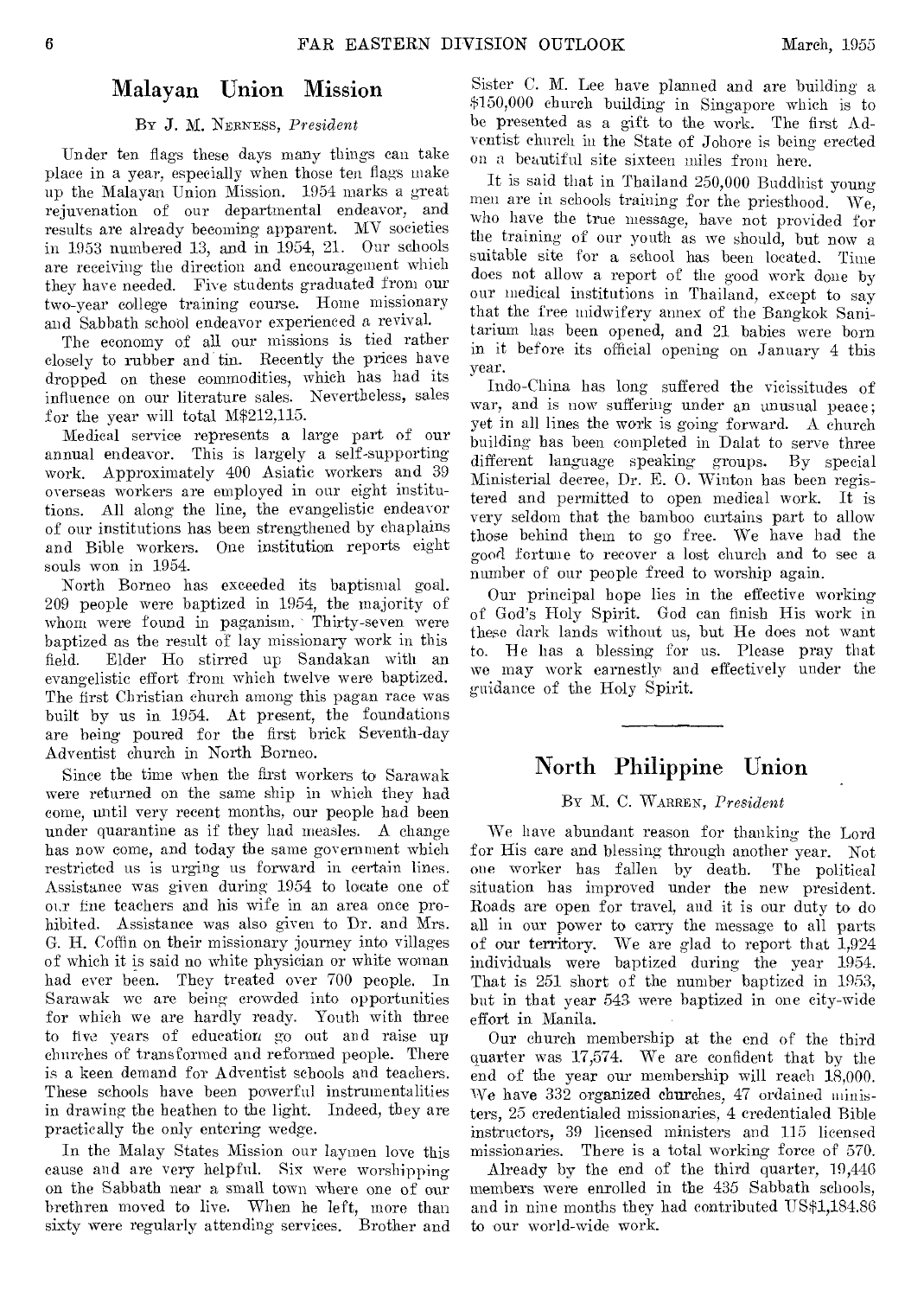## Malayan Union Mission

By J. M. Nerness, *President*

Under ten flags these days many things can take place in a year, especially when those ten flags make up the Malayan Union Mission. 1954 marks a great rejuvenation of our departmental endeavor, and results are already becoming apparent. MV societies in 1953 numbered 13, and in 1954, 21. Our schools are receiving the direction and encouragement which they have needed. Five students graduated from our two-year college training course. Home missionary and Sabbath school endeavor experienced a revival.

The economy of all our missions is tied rather closely to rubber and tin. Recently the prices have dropped on these commodities, which has had its influence on our literature sales. Nevertheless, sales for the year will total M$212,115.

Medical service represents a large part of our annual endeavor. This is largely a self-supporting work. Approximately 400 Asiatic workers and 39 overseas workers are employed in our eight institutions. All along the line, the evangelistic endeavor of our institutions has been strengthened by chaplains and Bible workers. One institution reports eight souls won in 1954.

North Borneo has exceeded its baptismal goal. 209 people were baptized in 1954, the majority of whom were found in paganism. Thirty-seven were baptized as the result of lay missionary work in this field. Elder Ho stirred up Sandakan with an evangelistic effort from which twelve were baptized. The first Christian church among this pagan race was built by us in 1954. At present, the foundations are being poured for the first brick Seventh-day Adventist church in North Borneo.

Since the time when the first workers to Sarawak were returned on the same ship in which they had come, until very recent months, our people had been under quarantine as if they had measles. A change has now come, and today the same government which restricted us is urging us forward in certain lines. Assistance was given during 1954 to locate one of our fine teachers and his wife in an area once prohibited. Assistance was also given to Dr. and Mrs. G. H. Coffin on their missionary journey into villages of which it is said no white physician or white woman had ever been. They treated over 700 people. In Sarawak we are being crowded into opportunities for which we are hardly ready. Youth with three to five years of education go out and raise up churches of transformed and reformed people. There is a keen demand for Adventist schools and teachers. These schools have been powerful instrumentalities in drawing the heathen to the light. Indeed, they are practically the only entering wedge.

In the Malay States Mission our laymen love this cause and are very helpful. Six were worshipping on the Sabbath near a small town where one of our brethren moved to live. When he left, more than sixty were regularly attending services. Brother and Sister C. M. Lee have planned and are building a $150,000 church building in Singapore which is to be presented as a gift to the work. The first Adventist church in the State of Johore is being erected on a beautiful site sixteen miles from here.

It is said that in Thailand 250,000 Buddhist young men are in schools training for the priesthood. We, who have the true message, have not provided for the training of our youth as we should, but now a suitable site for a school has been located. Time does not allow a report of the good work done by our medical institutions in Thailand, except to say that the free midwifery annex of the Bangkok Sanitarium has been opened, and 21 babies were born in it before its official opening on January 4 this year.

Indo-China has long suffered the vicissitudes of war, and is now suffering under an unusual peace; yet in all lines the work is going forward. A church building has been completed in Dalat to serve three different language speaking groups. By special Ministerial decree, Dr. E. O. Winton has been registered and permitted to open medical work. It is very seldom that the bamboo curtains part to allow those behind them to go free. We have had the good fortune to recover a lost church and to see a number of our people freed to worship again.

Our principal hope lies in the effective working of God's Holy Spirit. God can finish His work in these dark lands without us, but He does not want to. He has a blessing for us. Please pray that we may work earnestly and effectively under the guidance of the Holy Spirit.

## North Philippine Union

By M. C. Warren, *President*

We have abundant reason for thanking the Lord for His care and blessing through another year. Not one worker has fallen by death. The political situation has improved under the new president. Roads are open for travel, and it is our duty to do all in our power to carry the message to all parts of our territory. We are glad to report that 1,924 individuals were baptized during the year 1954. That is 251 short of the number baptized in 1953, but in that year 543 were baptized in one city-wide effort in Manila.

Our church membership at the end of the third quarter was 17,574. We are confident that by the end of the year our membership will reach 18,000. We have 332 organized churches, 47 ordained ministers, 25 credentialed missionaries, 4 credentialed Bible instructors, 39 licensed ministers and 115 licensed missionaries. There is a total working force of 570.

Already by the end of the third quarter, 19,446 members were enrolled in the 435 Sabbath schools, and in nine months they had contributed US$1,184.86 to our world-wide work.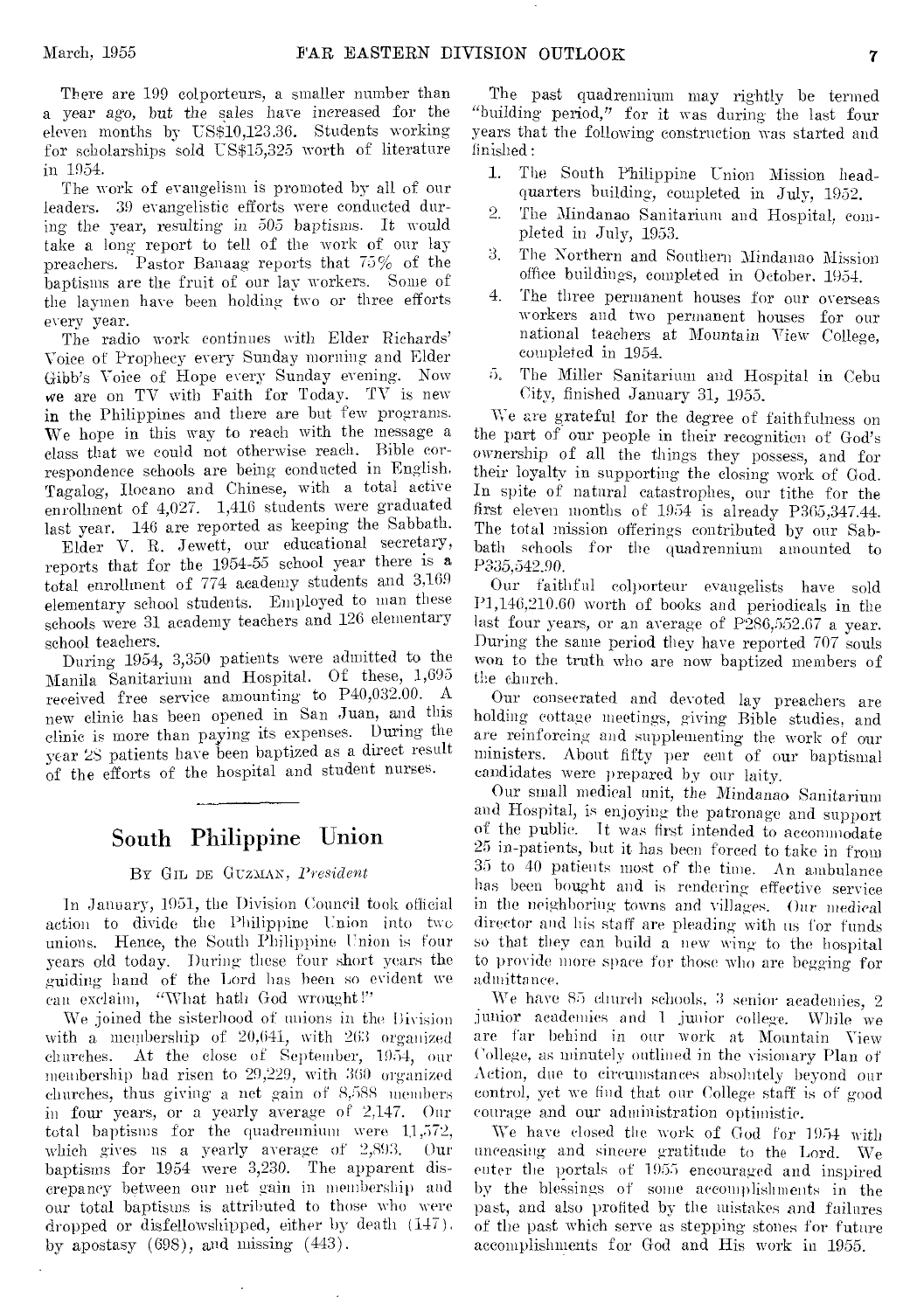There are 199 colporteurs, a smaller number than a year ago, but the sales have increased for the eleven months by US$10,123.36. Students working for scholarships sold US$15,325 worth of literature in 1954.

The work of evangelism is promoted by all of our leaders. 39 evangelistic efforts were conducted during the year, resulting in 505 baptisms. It would take a long report to tell of the work of our lay preachers. Pastor Banaag reports that 75% of the baptisms are the fruit of our lay workers. Some of the laymen have been holding two or three efforts every year.

The radio work continues with Elder Richards' Voice of Prophecy every Sunday morning and Elder Gibb's Voice of Hope every Sunday evening. Now we are on TV with Faith for Today. TV is new in the Philippines and there are but few programs. We hope in this way to reach with the message a class that we could not otherwise reach. Bible correspondence schools are being conducted in English, Tagalog, Ilocano and Chinese, with a total active enrollment of 4,027. 1,416 students were graduated last year. 146 are reported as keeping the Sabbath.

Elder V. R. Jewett, our educational secretary, reports that for the 1954-55 school year there is a total enrollment of 774 academy students and 3,169 elementary school students. Employed to man these schools were 31 academy teachers and 126 elementary school teachers.

During 1954, 3,350 patients were admitted to the Manila Sanitarium and Hospital. Of these, 1,695 received free service amounting to P40,032.00. A new clinic has been opened in San Juan, and this clinic is more than paying its expenses. During the year 28 patients have been baptized as a direct result of the efforts of the hospital and student nurses.

## South Philippine Union

By Gil de Guzman, *President*

In January, 1951, the Division Council took official action to divide the Philippine Union into two unions. Hence, the South Philippine Union is four years old today. During these four short years the guiding hand of the Lord has been so evident we can exclaim, "What hath God wrought!"

We joined the sisterhood of unions in the Division with a membership of 20,641, with 263 organized churches. At the close of September, 1954, our membership had risen to 29,229, with 360 organized churches, thus giving a net gain of 8,588 members in four years, or a yearly average of 2,147. Our total baptisms for the quadrennium were 11,572, which gives us a yearly average of 2,893. Our baptisms for 1954 were 3,230. The apparent discrepancy between our net gain in membership and our total baptisms is attributed to those who were dropped or disfellowshipped, either by death (147), by apostasy (698), and missing (443).

The past quadrennium may rightly be termed "building period," for it was during the last four years that the following construction was started and finished:

1. The South Philippine Union Mission headquarters building, completed in July, 1952.
2. The Mindanao Sanitarium and Hospital, completed in July, 1953.
3. The Northern and Southern Mindanao Mission office buildings, completed in October, 1954.
4. The three permanent houses for our overseas workers and two permanent houses for our national teachers at Mountain View College, completed in 1954.
5. The Miller Sanitarium and Hospital in Cebu City, finished January 31, 1955.

We are grateful for the degree of faithfulness on the part of our people in their recognition of God's ownership of all the things they possess, and for their loyalty in supporting the closing work of God. In spite of natural catastrophes, our tithe for the first eleven months of 1954 is already P365,347.44. The total mission offerings contributed by our Sabbath schools for the quadrennium amounted to P335,542.90.

Our faithful colporteur evangelists have sold P1,146,210.60 worth of books and periodicals in the last four years, or an average of P286,552.67 a year. During the same period they have reported 707 souls won to the truth who are now baptized members of the church.

Our consecrated and devoted lay preachers are holding cottage meetings, giving Bible studies, and are reinforcing and supplementing the work of our ministers. About fifty per cent of our baptismal candidates were prepared by our laity.

Our small medical unit, the Mindanao Sanitarium and Hospital, is enjoying the patronage and support of the public. It was first intended to accommodate 25 in-patients, but it has been forced to take in from 35 to 40 patients most of the time. An ambulance has been bought and is rendering effective service in the neighboring towns and villages. Our medical director and his staff are pleading with us for funds so that they can build a new wing to the hospital to provide more space for those who are begging for admittance.

We have 85 church schools, 3 senior academies, 2 junior academies and 1 junior college. While we are far behind in our work at Mountain View College, as minutely outlined in the visionary Plan of Action, due to circumstances absolutely beyond our control, yet we find that our College staff is of good courage and our administration optimistic.

We have closed the work of God for 1954 with unceasing and sincere gratitude to the Lord. We enter the portals of 1955 encouraged and inspired by the blessings of some accomplishments in the past, and also profited by the mistakes and failures of the past which serve as stepping stones for future accomplishments for God and His work in 1955.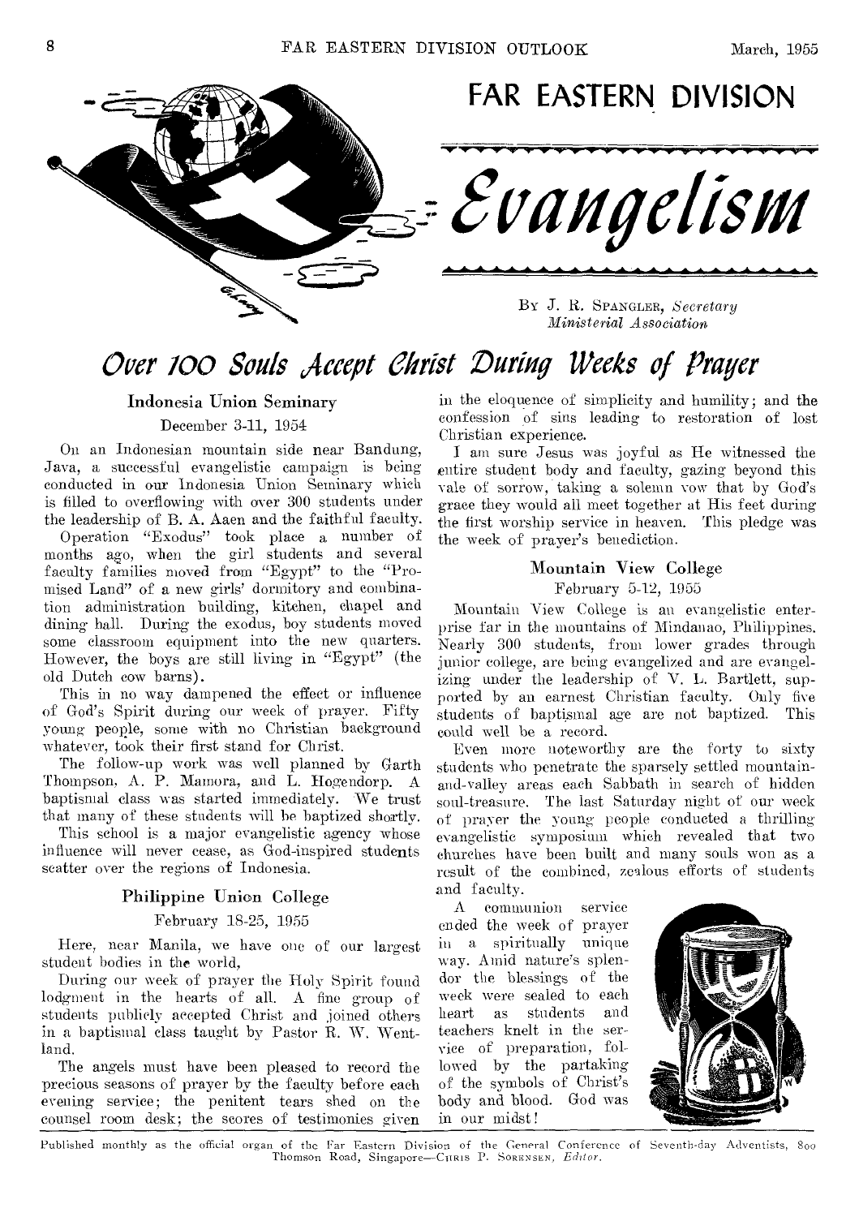# FAR EASTERN DIVISION

# *Evangelism*

BY J. R. SPANGLER, *Secretary Ministerial Association*

## *Over 100 Souls Accept Christ During Weeks of Prayer*

### Indonesia Union Seminary

December 3-11, 1954

On an Indonesian mountain side near Bandung, Java, a successful evangelistic campaign is being conducted in our Indonesia Union Seminary which is filled to overflowing with over 300 students under the leadership of B. A. Aaen and the faithful faculty.

Operation "Exodus" took place a number of months ago, when the girl students and several faculty families moved from "Egypt" to the "Promised Land" of a new girls' dormitory and combination administration building, kitchen, chapel and dining hall. During the exodus, boy students moved some classroom equipment into the new quarters. However, the boys are still living in "Egypt" (the old Dutch cow barns).

This in no way dampened the effect or influence of God's Spirit during our week of prayer. Fifty young people, some with no Christian background whatever, took their first stand for Christ.

The follow-up work was well planned by Garth Thompson, A. P. Mamora, and L. Hogendorp. A baptismal class was started immediately. We trust that many of these students will be baptized shortly.

This school is a major evangelistic agency whose influence will never cease, as God-inspired students scatter over the regions of Indonesia.

### Philippine Union College

February 18-25, 1955

Here, near Manila, we have one of our largest student bodies in the world.

During our week of prayer the Holy Spirit found lodgment in the hearts of all. A fine group of students publicly accepted Christ and joined others in a baptismal class taught by Pastor R. W. Wentland.

The angels must have been pleased to record the precious seasons of prayer by the faculty before each evening service; the penitent tears shed on the counsel room desk; the scores of testimonies given in the eloquence of simplicity and humility; and the confession of sins leading to restoration of lost Christian experience.

I am sure Jesus was joyful as He witnessed the entire student body and faculty, gazing beyond this vale of sorrow, taking a solemn vow that by God's grace they would all meet together at His feet during the first worship service in heaven. This pledge was the week of prayer's benediction.

### Mountain View College

February 5-12, 1955

Mountain View College is an evangelistic enterprise far in the mountains of Mindanao, Philippines. Nearly 300 students, from lower grades through junior college, are being evangelized and are evangelizing under the leadership of V. L. Bartlett, supported by an earnest Christian faculty. Only five students of baptismal age are not baptized. This could well be a record.

Even more noteworthy are the forty to sixty students who penetrate the sparsely settled mountain-and-valley areas each Sabbath in search of hidden soul-treasure. The last Saturday night of our week of prayer the young people conducted a thrilling evangelistic symposium which revealed that two churches have been built and many souls won as a result of the combined, zealous efforts of students and faculty.

A communion service ended the week of prayer in a spiritually unique way. Amid nature's splendor the blessings of the week were sealed to each heart as students and teachers knelt in the service of preparation, followed by the partaking of the symbols of Christ's body and blood. God was in our midst!

Published monthly as the official organ of the Far Eastern Division of the General Conference of Seventh-day Adventists, 800 Thomson Road, Singapore—CHRIS P. SORENSEN, *Editor*.